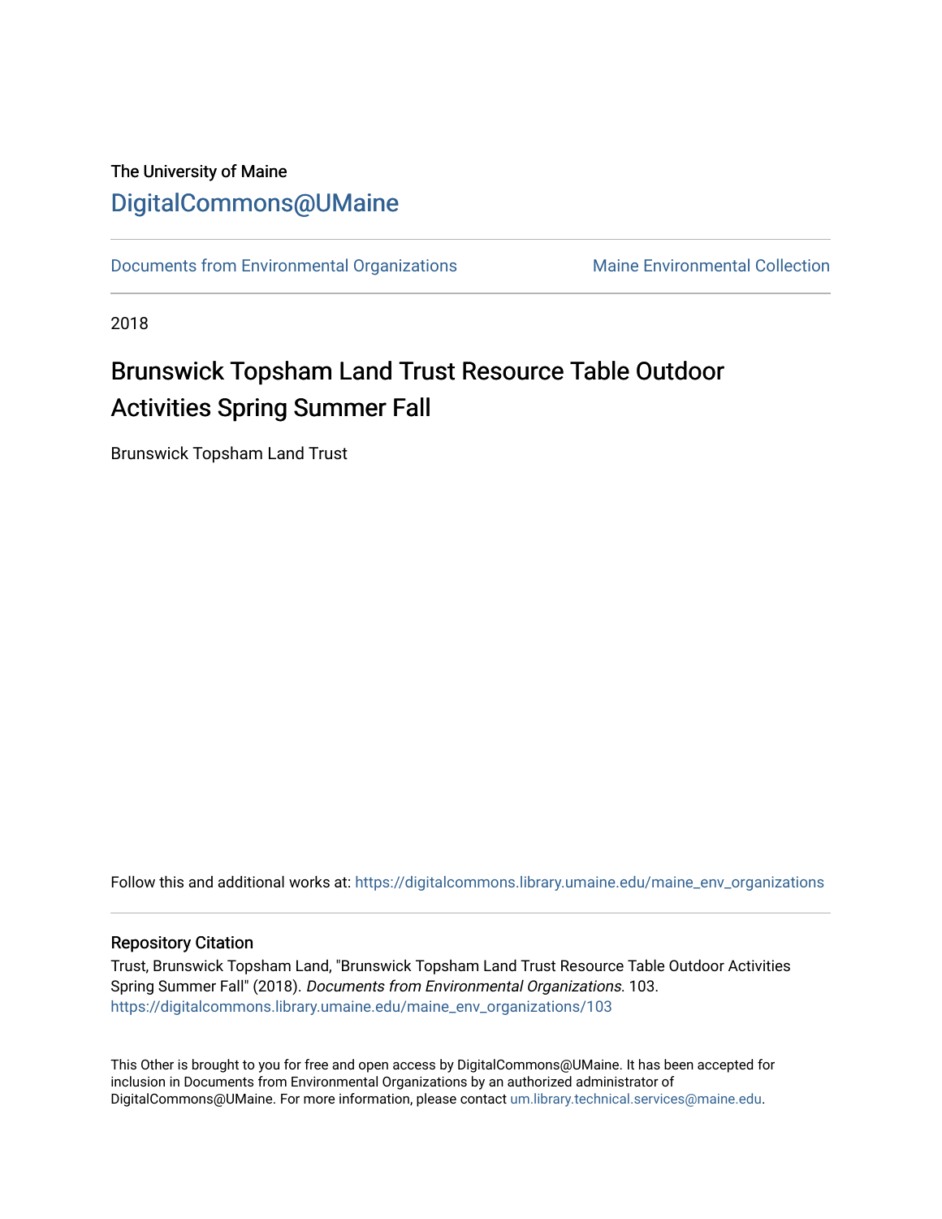The University of Maine

# DigitalCommons@UMaine

Documents from Environmental Organizations | Maine Environmental Collection

2018

## Brunswick Topsham Land Trust Resource Table Outdoor Activities Spring Summer Fall

Brunswick Topsham Land Trust

Follow this and additional works at: https://digitalcommons.library.umaine.edu/maine_env_organizations

### Repository Citation

Trust, Brunswick Topsham Land, "Brunswick Topsham Land Trust Resource Table Outdoor Activities Spring Summer Fall" (2018). *Documents from Environmental Organizations*. 103.
https://digitalcommons.library.umaine.edu/maine_env_organizations/103

This Other is brought to you for free and open access by DigitalCommons@UMaine. It has been accepted for inclusion in Documents from Environmental Organizations by an authorized administrator of DigitalCommons@UMaine. For more information, please contact um.library.technical.services@maine.edu.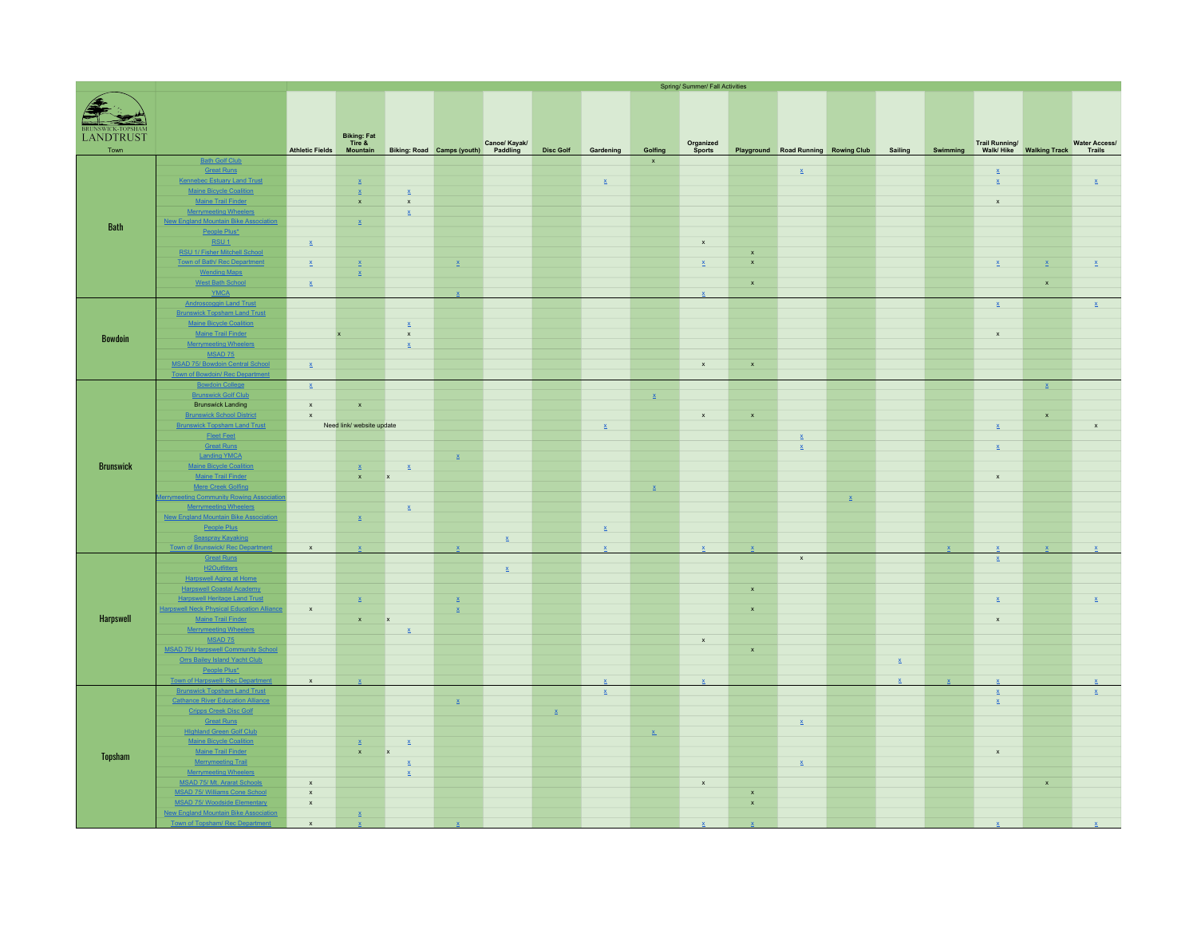BRUNSWICK-TOPSHAM LANDTRUST

| Town | | Spring/ Summer/ Fall Activities | | | | | | | | | | | | | | | | |
|---|---|---|---|---|---|---|---|---|---|---|---|---|---|---|---|---|---|---|
| | | Athletic Fields | Biking: Fat Tire & Mountain | Biking: Road | Camps (youth) | Canoe/ Kayak/ Paddling | Disc Golf | Gardening | Golfing | Organized Sports | Playground | Road Running | Rowing Club | Sailing | Swimming | Trail Running/ Walk/ Hike | Walking Track | Water Access/ Trails |
| Bath | Bath Golf Club | | | | | | | | x | | | | | | | | | |
| | Great Runs | | | | | | | | | | | x | | | | x | | |
| | Kennebec Estuary Land Trust | | x | | | | | x | | | | | | | | x | | x |
| | Maine Bicycle Coalition | | x | x | | | | | | | | | | | | | | |
| | Maine Trail Finder | | x | x | | | | | | | | | | | | x | | |
| | Merrymeeting Wheelers | | | x | | | | | | | | | | | | | | |
| | New England Mountain Bike Association | | x | | | | | | | | | | | | | | | |
| | People Plus* | | | | | | | | | | | | | | | | | |
| | RSU 1 | x | | | | | | | | x | | | | | | | | |
| | RSU 1/ Fisher Mitchell School | | | | | | | | | | x | | | | | | | |
| | Town of Bath/ Rec Department | x | x | | x | | | | | x | x | | | | | x | x | x |
| | Wending Maps | | x | | | | | | | | | | | | | | | |
| | West Bath School | x | | | | | | | | | x | | | | | | x | |
| | YMCA | | | | x | | | | | x | | | | | | | | |
| Bowdoin | Androscoggin Land Trust | | | | | | | | | | | | | | | x | | x |
| | Brunswick Topsham Land Trust | | | | | | | | | | | | | | | | | |
| | Maine Bicycle Coalition | | | x | | | | | | | | | | | | | | |
| | Maine Trail Finder | | x | x | | | | | | | | | | | | x | | |
| | Merrymeeting Wheelers | | | x | | | | | | | | | | | | | | |
| | MSAD 75 | | | | | | | | | | | | | | | | | |
| | MSAD 75/ Bowdoin Central School | x | | | | | | | | x | x | | | | | | | |
| | Town of Bowdoin/ Rec Department | | | | | | | | | | | | | | | | | |
| Brunswick | Bowdoin College | x | | | | | | | | | | | | | | | x | |
| | Brunswick Golf Club | | | | | | | | x | | | | | | | | | |
| | Brunswick Landing | x | x | | | | | | | | | | | | | | | |
| | Brunswick School District | x | | | | | | | | x | x | | | | | | x | |
| | Brunswick Topsham Land Trust | | Need link/ website update | | | | | x | | | | | | | | x | | x |
| | Fleet Feet | | | | | | | | | | | x | | | | | | |
| | Great Runs | | | | | | | | | | | x | | | | x | | |
| | Landing YMCA | | | | x | | | | | | | | | | | | | |
| | Maine Bicycle Coalition | | x | x | | | | | | | | | | | | | | |
| | Maine Trail Finder | | x | x | | | | | | | | | | | | x | | |
| | Mere Creek Golfing | | | | | | | | x | | | | | | | | | |
| | Merrymeeting Community Rowing Association | | | | | | | | | | | | x | | | | | |
| | Merrymeeting Wheelers | | | x | | | | | | | | | | | | | | |
| | New England Mountain Bike Association | | x | | | | | | | | | | | | | | | |
| | People Plus | | | | | | | x | | | | | | | | | | |
| | Seaspray Kayaking | | | | | x | | | | | | | | | | | | |
| | Town of Brunswick/ Rec Department | x | x | | x | | | x | | x | x | | | | x | x | x | x |
| Harpswell | Great Runs | | | | | | | | | | | x | | | | x | | |
| | H2Outfitters | | | | | x | | | | | | | | | | | | |
| | Harpswell Aging at Home | | | | | | | | | | | | | | | | | |
| | Harpswell Coastal Academy | | | | | | | | | | x | | | | | | | |
| | Harpswell Heritage Land Trust | | x | | x | | | | | | | | | | | x | | x |
| | Harpswell Neck Physical Education Alliance | x | | | x | | | | | | x | | | | | | | |
| | Maine Trail Finder | | x | x | | | | | | | | | | | | x | | |
| | Merrymeeting Wheelers | | | x | | | | | | | | | | | | | | |
| | MSAD 75 | | | | | | | | | x | | | | | | | | |
| | MSAD 75/ Harpswell Community School | | | | | | | | | | x | | | | | | | |
| | Orrs Bailey Island Yacht Club | | | | | | | | | | | | | x | | | | |
| | People Plus* | | | | | | | | | | | | | | | | | |
| | Town of Harpswell/ Rec Department | x | x | | | | | x | | x | | | | x | x | x | | x |
| Topsham | Brunswick Topsham Land Trust | | | | | | | x | | | | | | | | x | | x |
| | Cathance River Education Alliance | | | | x | | | | | | | | | | | x | | |
| | Cripps Creek Disc Golf | | | | | | x | | | | | | | | | | | |
| | Great Runs | | | | | | | | | | | x | | | | | | |
| | Highland Green Golf Club | | | | | | | | x | | | | | | | | | |
| | Maine Bicycle Coalition | | x | x | | | | | | | | | | | | | | |
| | Maine Trail Finder | | x | x | | | | | | | | | | | | x | | |
| | Merrymeeting Trail | | | x | | | | | | | | x | | | | | | |
| | Merrymeeting Wheelers | | | x | | | | | | | | | | | | | | |
| | MSAD 75/ Mt. Ararat Schools | x | | | | | | | | x | | | | | | | x | |
| | MSAD 75/ Williams Cone School | x | | | | | | | | | x | | | | | | | |
| | MSAD 75/ Woodside Elementary | x | | | | | | | | | x | | | | | | | |
| | New England Mountain Bike Association | | x | | | | | | | | | | | | | | | |
| | Town of Topsham/ Rec Department | x | x | | x | | | | | x | x | | | | | x | | x |